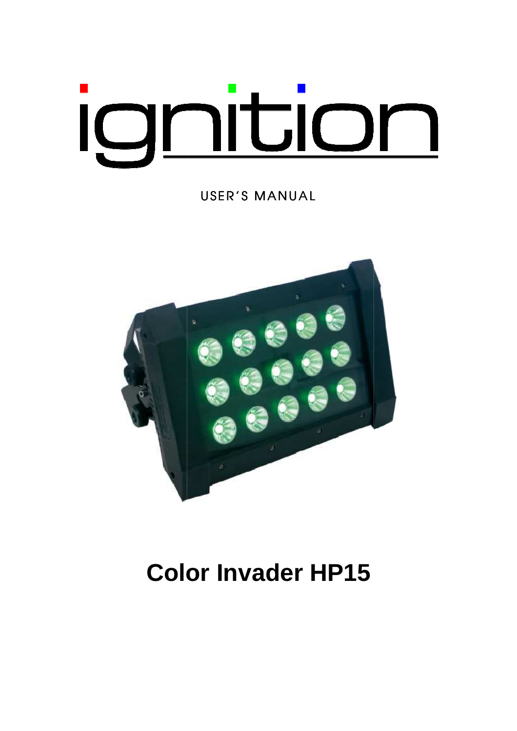ignition

USER'S MANUAL

# Color Invader HP15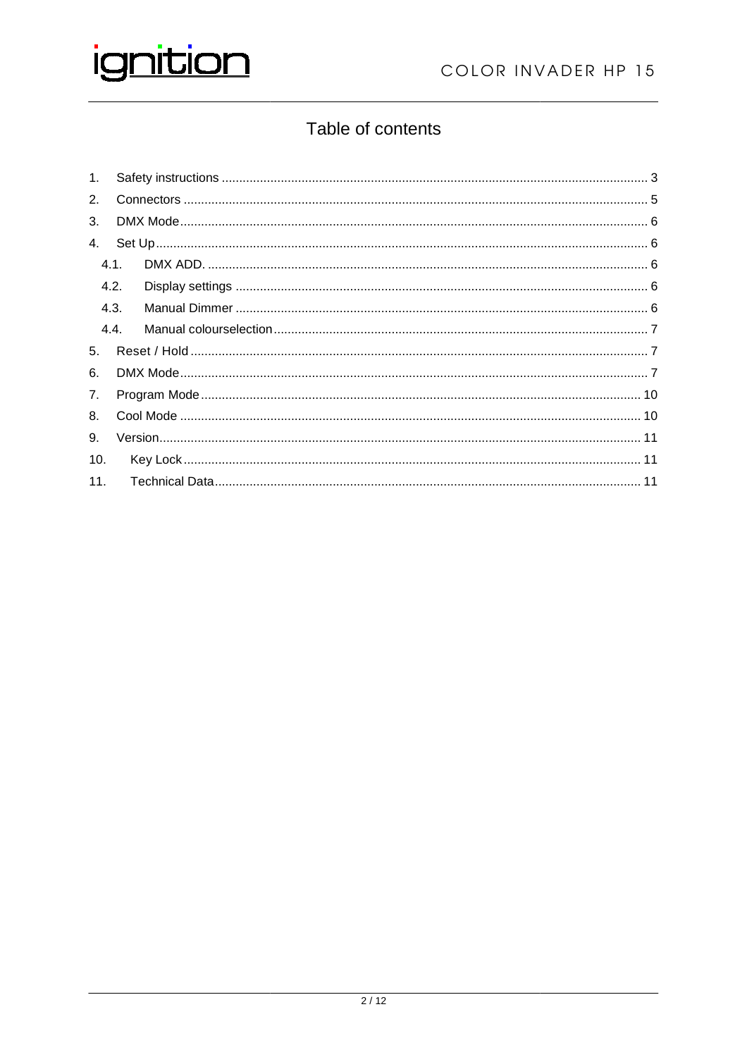# Table of contents

1. Safety instructions ........................................ 3
2. Connectors ........................................ 5
3. DMX Mode ........................................ 6
4. Set Up ........................................ 6
   - 4.1. DMX ADD. ........................................ 6
   - 4.2. Display settings ........................................ 6
   - 4.3. Manual Dimmer ........................................ 6
   - 4.4. Manual colourselection ........................................ 7
5. Reset / Hold ........................................ 7
6. DMX Mode ........................................ 7
7. Program Mode ........................................ 10
8. Cool Mode ........................................ 10
9. Version ........................................ 11
10. Key Lock ........................................ 11
11. Technical Data ........................................ 11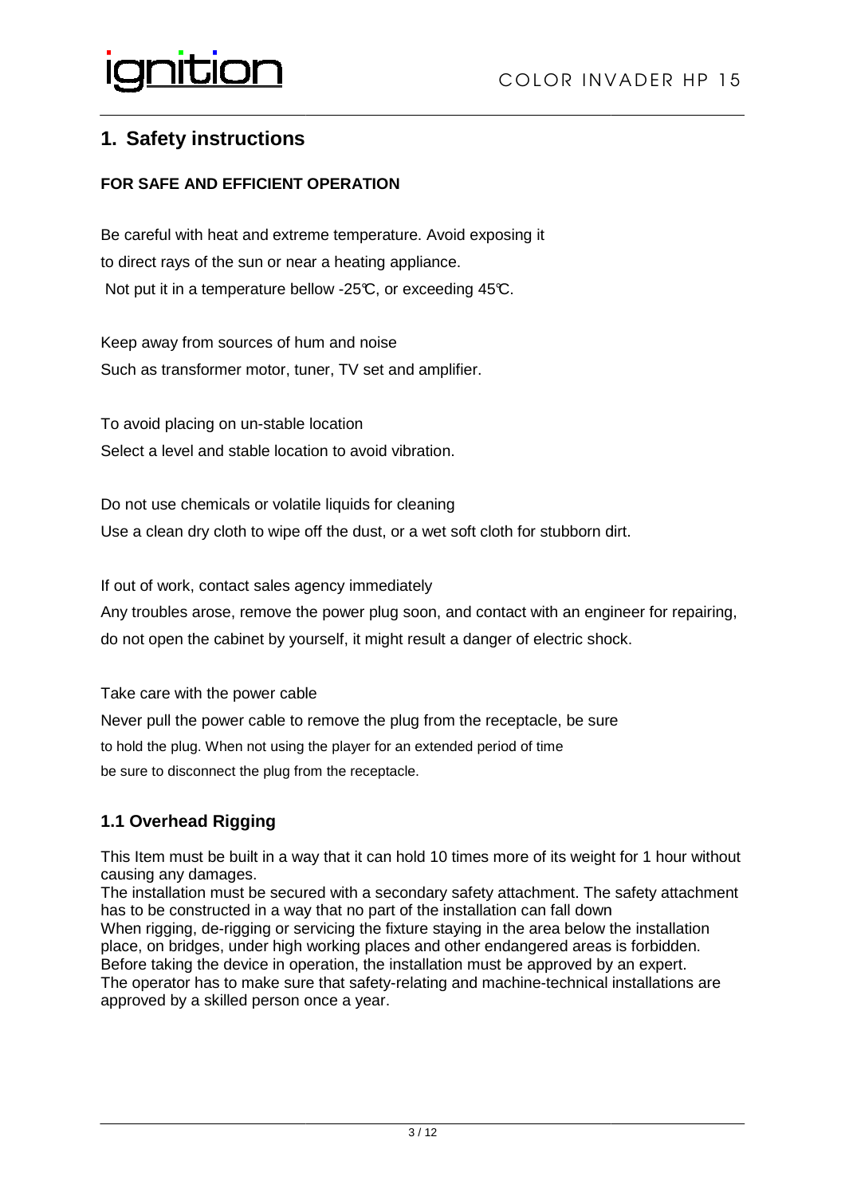# 1. Safety instructions

**FOR SAFE AND EFFICIENT OPERATION**

Be careful with heat and extreme temperature. Avoid exposing it to direct rays of the sun or near a heating appliance.
Not put it in a temperature bellow -25℃, or exceeding 45℃.

Keep away from sources of hum and noise
Such as transformer motor, tuner, TV set and amplifier.

To avoid placing on un-stable location
Select a level and stable location to avoid vibration.

Do not use chemicals or volatile liquids for cleaning
Use a clean dry cloth to wipe off the dust, or a wet soft cloth for stubborn dirt.

If out of work, contact sales agency immediately
Any troubles arose, remove the power plug soon, and contact with an engineer for repairing, do not open the cabinet by yourself, it might result a danger of electric shock.

Take care with the power cable
Never pull the power cable to remove the plug from the receptacle, be sure to hold the plug. When not using the player for an extended period of time be sure to disconnect the plug from the receptacle.

## 1.1 Overhead Rigging

This Item must be built in a way that it can hold 10 times more of its weight for 1 hour without causing any damages.
The installation must be secured with a secondary safety attachment. The safety attachment has to be constructed in a way that no part of the installation can fall down
When rigging, de-rigging or servicing the fixture staying in the area below the installation place, on bridges, under high working places and other endangered areas is forbidden.
Before taking the device in operation, the installation must be approved by an expert.
The operator has to make sure that safety-relating and machine-technical installations are approved by a skilled person once a year.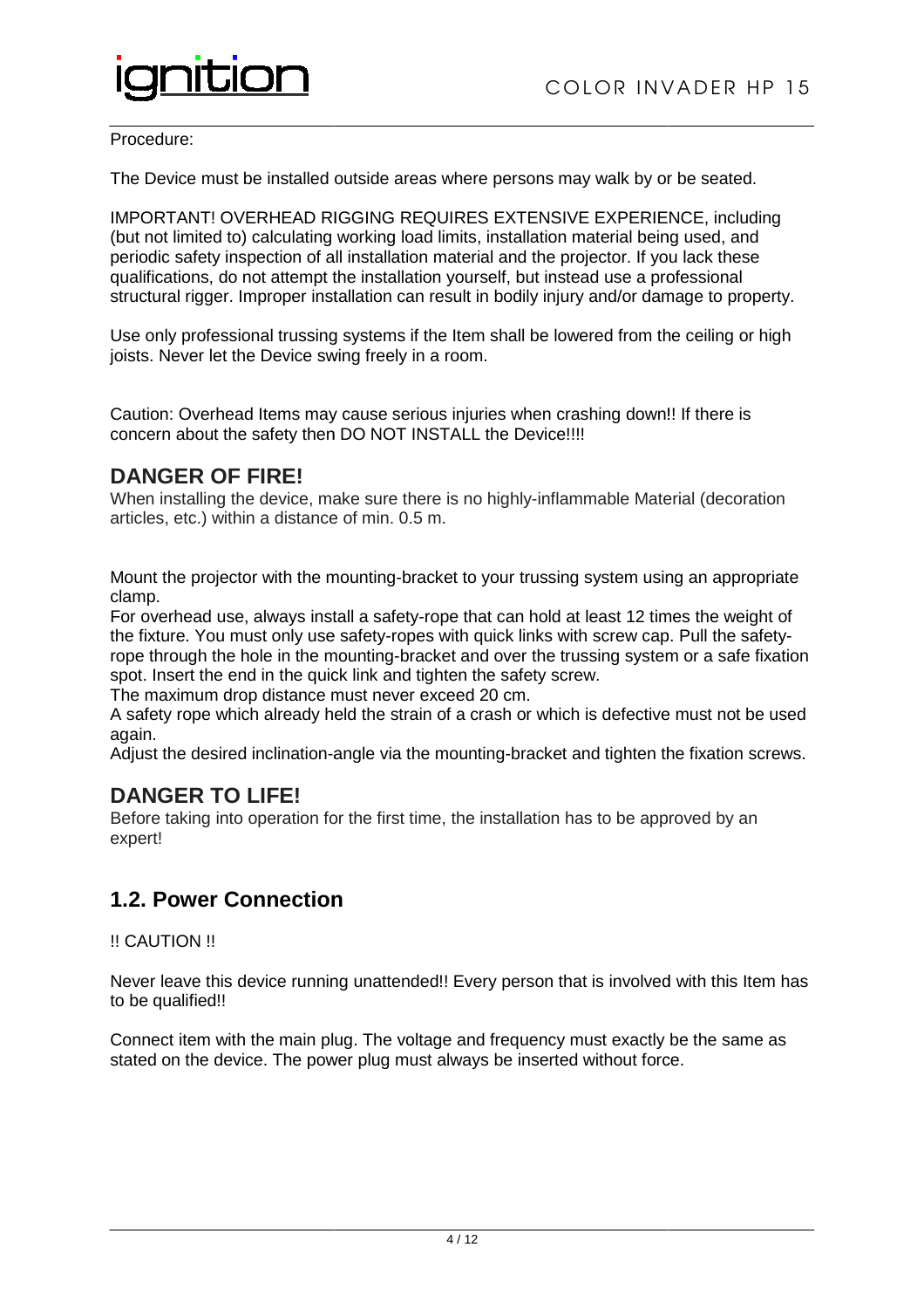Procedure:

The Device must be installed outside areas where persons may walk by or be seated.

IMPORTANT! OVERHEAD RIGGING REQUIRES EXTENSIVE EXPERIENCE, including (but not limited to) calculating working load limits, installation material being used, and periodic safety inspection of all installation material and the projector. If you lack these qualifications, do not attempt the installation yourself, but instead use a professional structural rigger. Improper installation can result in bodily injury and/or damage to property.

Use only professional trussing systems if the Item shall be lowered from the ceiling or high joists. Never let the Device swing freely in a room.

Caution: Overhead Items may cause serious injuries when crashing down!! If there is concern about the safety then DO NOT INSTALL the Device!!!!

## DANGER OF FIRE!

When installing the device, make sure there is no highly-inflammable Material (decoration articles, etc.) within a distance of min. 0.5 m.

Mount the projector with the mounting-bracket to your trussing system using an appropriate clamp.
For overhead use, always install a safety-rope that can hold at least 12 times the weight of the fixture. You must only use safety-ropes with quick links with screw cap. Pull the safety-rope through the hole in the mounting-bracket and over the trussing system or a safe fixation spot. Insert the end in the quick link and tighten the safety screw.
The maximum drop distance must never exceed 20 cm.
A safety rope which already held the strain of a crash or which is defective must not be used again.
Adjust the desired inclination-angle via the mounting-bracket and tighten the fixation screws.

## DANGER TO LIFE!

Before taking into operation for the first time, the installation has to be approved by an expert!

## 1.2. Power Connection

!! CAUTION !!

Never leave this device running unattended!! Every person that is involved with this Item has to be qualified!!

Connect item with the main plug. The voltage and frequency must exactly be the same as stated on the device. The power plug must always be inserted without force.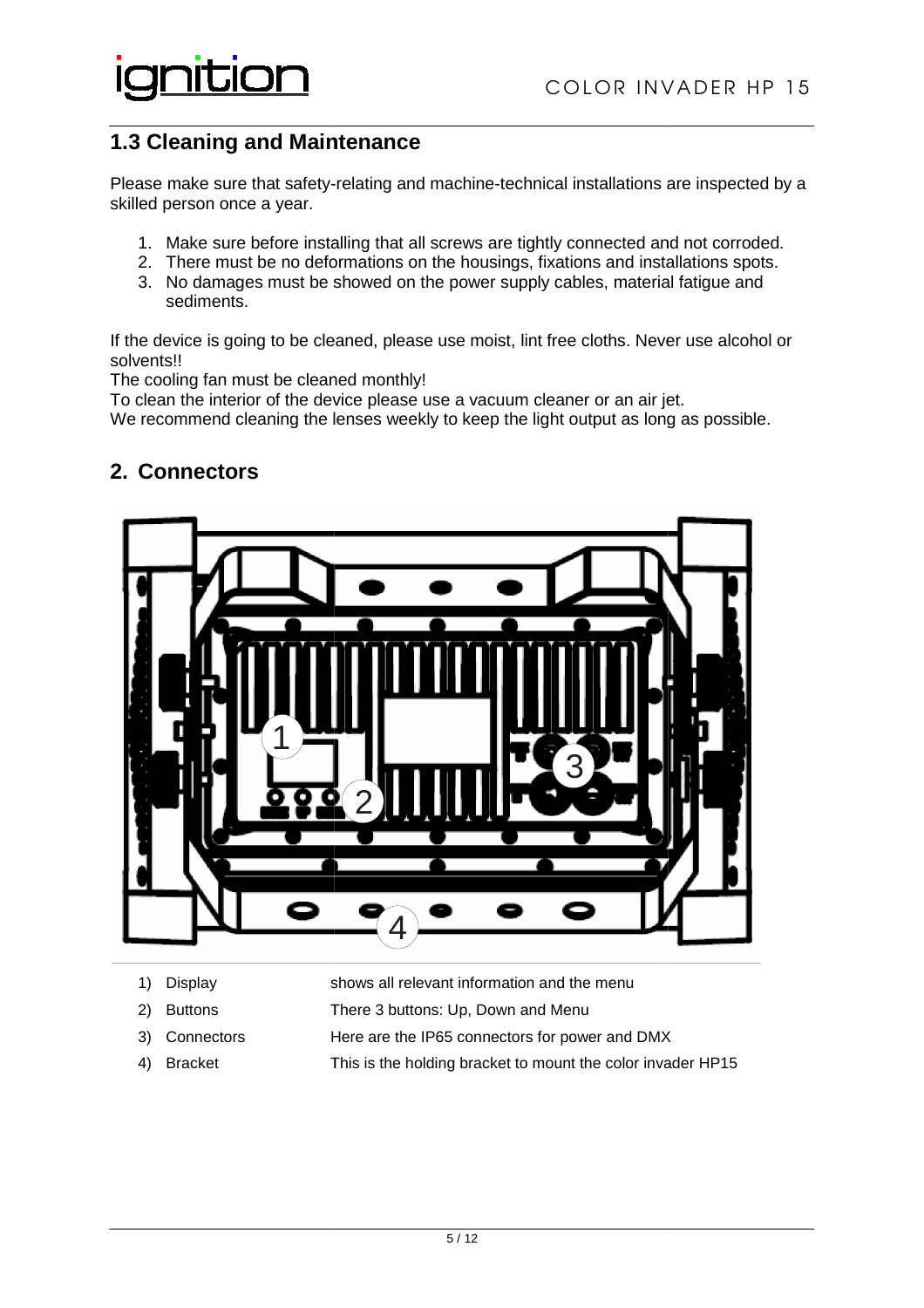## 1.3 Cleaning and Maintenance

Please make sure that safety-relating and machine-technical installations are inspected by a skilled person once a year.

1. Make sure before installing that all screws are tightly connected and not corroded.
2. There must be no deformations on the housings, fixations and installations spots.
3. No damages must be showed on the power supply cables, material fatigue and sediments.

If the device is going to be cleaned, please use moist, lint free cloths. Never use alcohol or solvents!!
The cooling fan must be cleaned monthly!
To clean the interior of the device please use a vacuum cleaner or an air jet.
We recommend cleaning the lenses weekly to keep the light output as long as possible.

## 2. Connectors

| | | |
|---|---|---|
| 1) | Display | shows all relevant information and the menu |
| 2) | Buttons | There 3 buttons: Up, Down and Menu |
| 3) | Connectors | Here are the IP65 connectors for power and DMX |
| 4) | Bracket | This is the holding bracket to mount the color invader HP15 |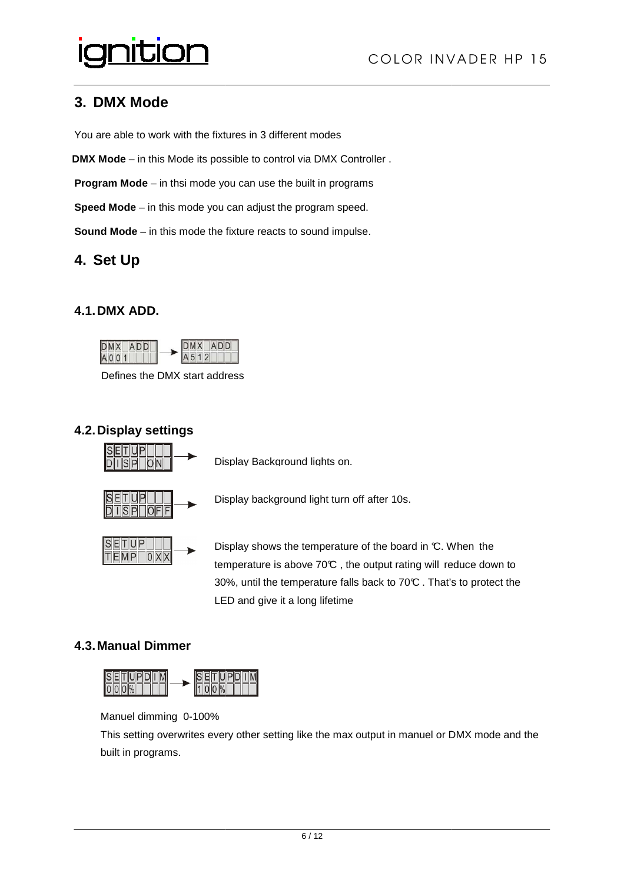## 3. DMX Mode

You are able to work with the fixtures in 3 different modes

**DMX Mode** – in this Mode its possible to control via DMX Controller .

**Program Mode** – in thsi mode you can use the built in programs

**Speed Mode** – in this mode you can adjust the program speed.

**Sound Mode** – in this mode the fixture reacts to sound impulse.

## 4. Set Up

### 4.1. DMX ADD.

DMX ADD / A001 → DMX ADD / A512

Defines the DMX start address

### 4.2. Display settings

SETUP / DISP ON → Display Background lights on.

SETUP / DISP OFF → Display background light turn off after 10s.

SETUP / TEMP 0XX → Display shows the temperature of the board in ℃. When the temperature is above 70℃ , the output rating will reduce down to 30%, until the temperature falls back to 70℃ . That's to protect the LED and give it a long lifetime

### 4.3. Manual Dimmer

SETUPDIM / 000% → SETUPDIM / 100%

Manuel dimming 0-100%

This setting overwrites every other setting like the max output in manuel or DMX mode and the built in programs.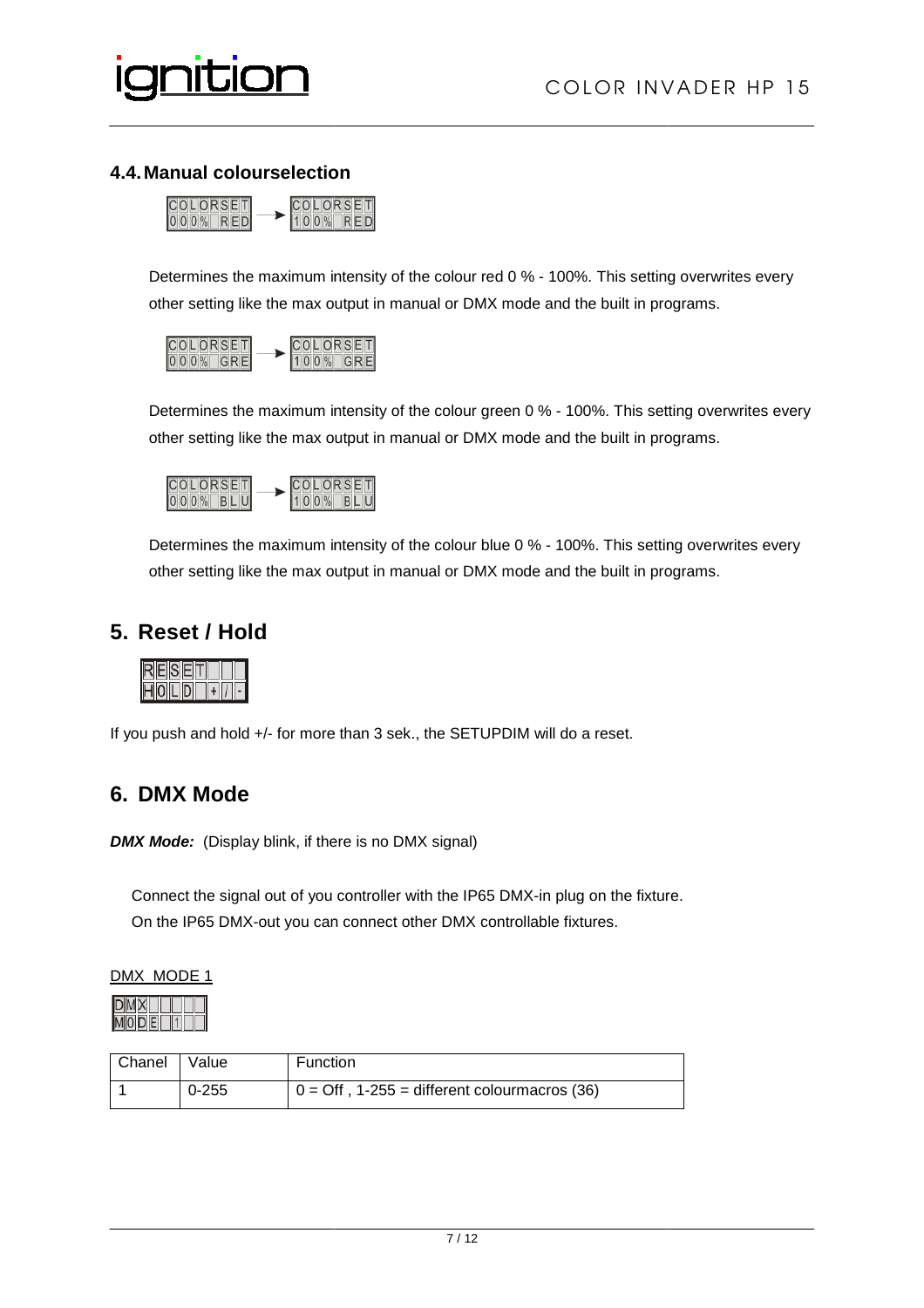## 4.4. Manual colourselection

```
COLORSET        COLORSET
000%  RED  -->  100%  RED
```

Determines the maximum intensity of the colour red 0 % - 100%. This setting overwrites every other setting like the max output in manual or DMX mode and the built in programs.

```
COLORSET        COLORSET
000%  GRE  -->  100%  GRE
```

Determines the maximum intensity of the colour green 0 % - 100%. This setting overwrites every other setting like the max output in manual or DMX mode and the built in programs.

```
COLORSET        COLORSET
000%  BLU  -->  100%  BLU
```

Determines the maximum intensity of the colour blue 0 % - 100%. This setting overwrites every other setting like the max output in manual or DMX mode and the built in programs.

# 5. Reset / Hold

```
RESET
HOLD +/-
```

If you push and hold +/- for more than 3 sek., the SETUPDIM will do a reset.

# 6. DMX Mode

***DMX Mode:*** (Display blink, if there is no DMX signal)

Connect the signal out of you controller with the IP65 DMX-in plug on the fixture.
On the IP65 DMX-out you can connect other DMX controllable fixtures.

DMX MODE 1

```
DMX
MODE 1
```

| Chanel | Value | Function |
|---|---|---|
| 1 | 0-255 | 0 = Off , 1-255 = different colourmacros (36) |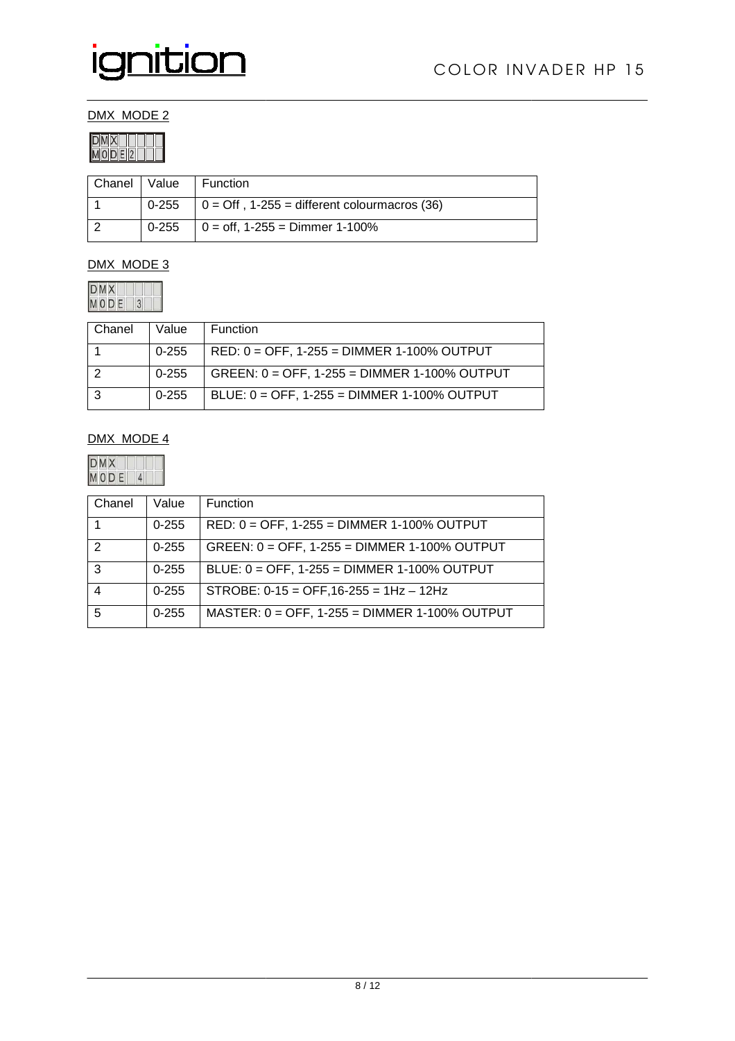DMX MODE 2

```
DMX
MODE2
```

| Chanel | Value | Function |
|---|---|---|
| 1 | 0-255 | 0 = Off , 1-255 = different colourmacros (36) |
| 2 | 0-255 | 0 = off, 1-255 = Dimmer 1-100% |

DMX MODE 3

```
DMX
MODE 3
```

| Chanel | Value | Function |
|---|---|---|
| 1 | 0-255 | RED: 0 = OFF, 1-255 = DIMMER 1-100% OUTPUT |
| 2 | 0-255 | GREEN: 0 = OFF, 1-255 = DIMMER 1-100% OUTPUT |
| 3 | 0-255 | BLUE: 0 = OFF, 1-255 = DIMMER 1-100% OUTPUT |

DMX MODE 4

```
DMX
MODE 4
```

| Chanel | Value | Function |
|---|---|---|
| 1 | 0-255 | RED: 0 = OFF, 1-255 = DIMMER 1-100% OUTPUT |
| 2 | 0-255 | GREEN: 0 = OFF, 1-255 = DIMMER 1-100% OUTPUT |
| 3 | 0-255 | BLUE: 0 = OFF, 1-255 = DIMMER 1-100% OUTPUT |
| 4 | 0-255 | STROBE: 0-15 = OFF,16-255 = 1Hz – 12Hz |
| 5 | 0-255 | MASTER: 0 = OFF, 1-255 = DIMMER 1-100% OUTPUT |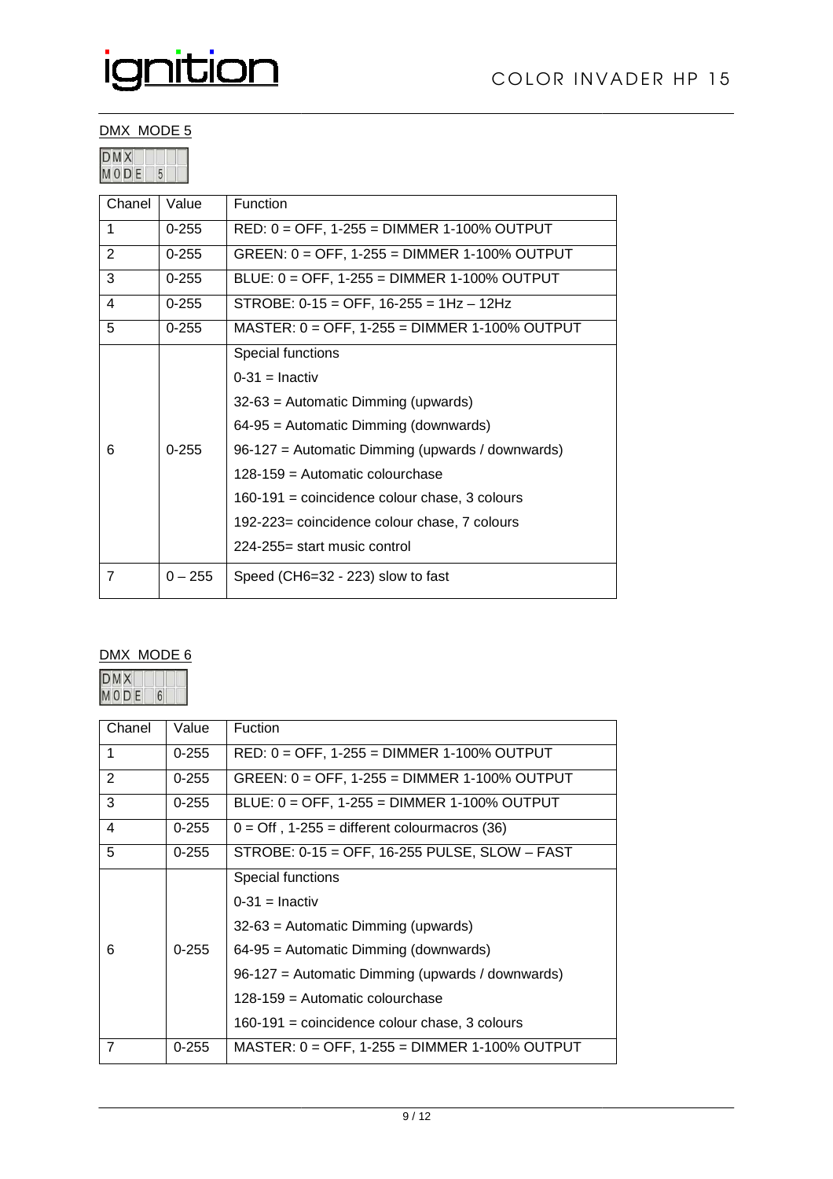## DMX MODE 5

DMX
MODE 5

| Chanel | Value | Function |
|---|---|---|
| 1 | 0-255 | RED: 0 = OFF, 1-255 = DIMMER 1-100% OUTPUT |
| 2 | 0-255 | GREEN: 0 = OFF, 1-255 = DIMMER 1-100% OUTPUT |
| 3 | 0-255 | BLUE: 0 = OFF, 1-255 = DIMMER 1-100% OUTPUT |
| 4 | 0-255 | STROBE: 0-15 = OFF, 16-255 = 1Hz – 12Hz |
| 5 | 0-255 | MASTER: 0 = OFF, 1-255 = DIMMER 1-100% OUTPUT |
| 6 | 0-255 | Special functions<br>0-31 = Inactiv<br>32-63 = Automatic Dimming (upwards)<br>64-95 = Automatic Dimming (downwards)<br>96-127 = Automatic Dimming (upwards / downwards)<br>128-159 = Automatic colourchase<br>160-191 = coincidence colour chase, 3 colours<br>192-223= coincidence colour chase, 7 colours<br>224-255= start music control |
| 7 | 0 – 255 | Speed (CH6=32 - 223) slow to fast |

## DMX MODE 6

DMX
MODE 6

| Chanel | Value | Fuction |
|---|---|---|
| 1 | 0-255 | RED: 0 = OFF, 1-255 = DIMMER 1-100% OUTPUT |
| 2 | 0-255 | GREEN: 0 = OFF, 1-255 = DIMMER 1-100% OUTPUT |
| 3 | 0-255 | BLUE: 0 = OFF, 1-255 = DIMMER 1-100% OUTPUT |
| 4 | 0-255 | 0 = Off , 1-255 = different colourmacros (36) |
| 5 | 0-255 | STROBE: 0-15 = OFF, 16-255 PULSE, SLOW – FAST |
| 6 | 0-255 | Special functions<br>0-31 = Inactiv<br>32-63 = Automatic Dimming (upwards)<br>64-95 = Automatic Dimming (downwards)<br>96-127 = Automatic Dimming (upwards / downwards)<br>128-159 = Automatic colourchase<br>160-191 = coincidence colour chase, 3 colours |
| 7 | 0-255 | MASTER: 0 = OFF, 1-255 = DIMMER 1-100% OUTPUT |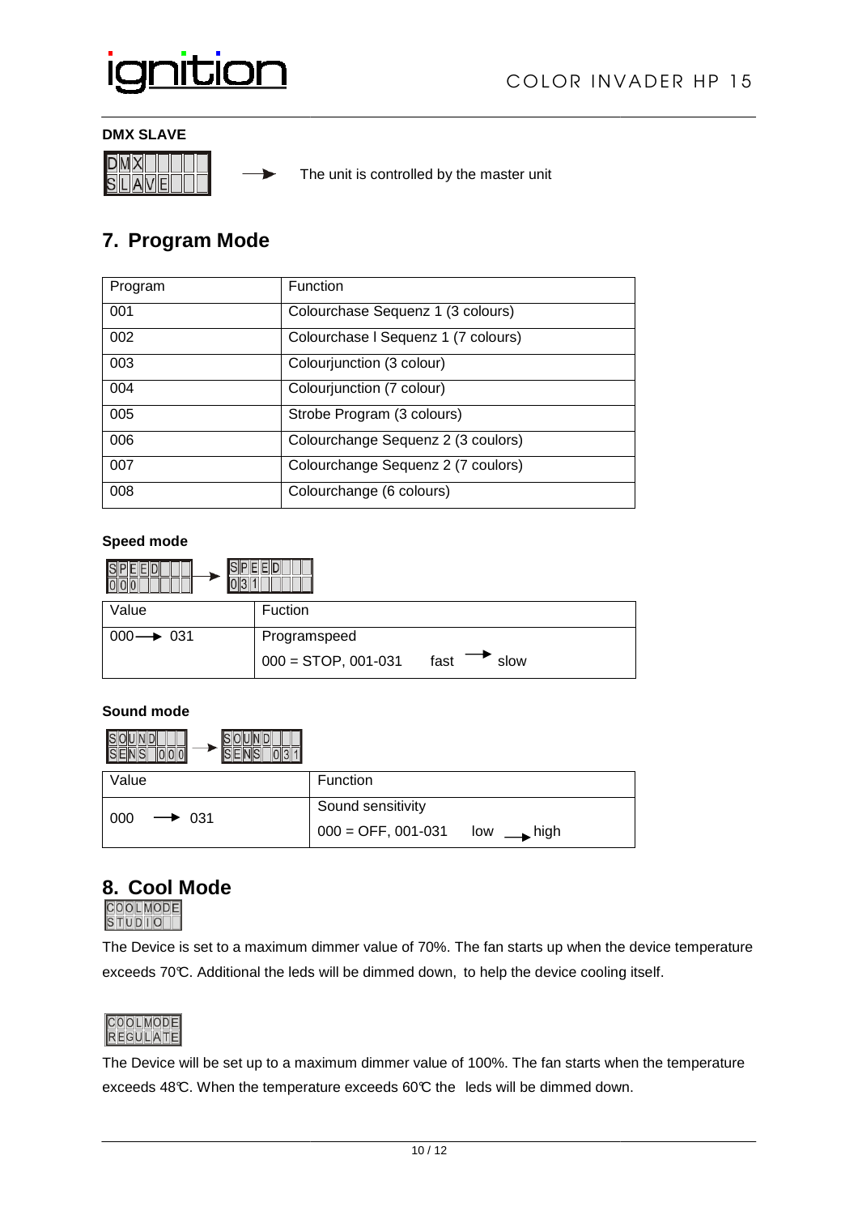**DMX SLAVE**

DMX
SLAVE → The unit is controlled by the master unit

## 7. Program Mode

| Program | Function |
|---|---|
| 001 | Colourchase Sequenz 1 (3 colours) |
| 002 | Colourchase l Sequenz 1 (7 colours) |
| 003 | Colourjunction (3 colour) |
| 004 | Colourjunction (7 colour) |
| 005 | Strobe Program (3 colours) |
| 006 | Colourchange Sequenz 2 (3 coulors) |
| 007 | Colourchange Sequenz 2 (7 coulors) |
| 008 | Colourchange (6 colours) |

**Speed mode**

SPEED 000 → SPEED 031

| Value | Fuction |
|---|---|
| 000 → 031 | Programspeed<br>000 = STOP, 001-031 fast → slow |

**Sound mode**

SOUND SENS 000 → SOUND SENS 031

| Value | Function |
|---|---|
| 000 → 031 | Sound sensitivity<br>000 = OFF, 001-031 low → high |

## 8. Cool Mode

COOLMODE
STUDIO

The Device is set to a maximum dimmer value of 70%. The fan starts up when the device temperature exceeds 70℃. Additional the leds will be dimmed down, to help the device cooling itself.

COOLMODE
REGULATE

The Device will be set up to a maximum dimmer value of 100%. The fan starts when the temperature exceeds 48℃. When the temperature exceeds 60℃ the leds will be dimmed down.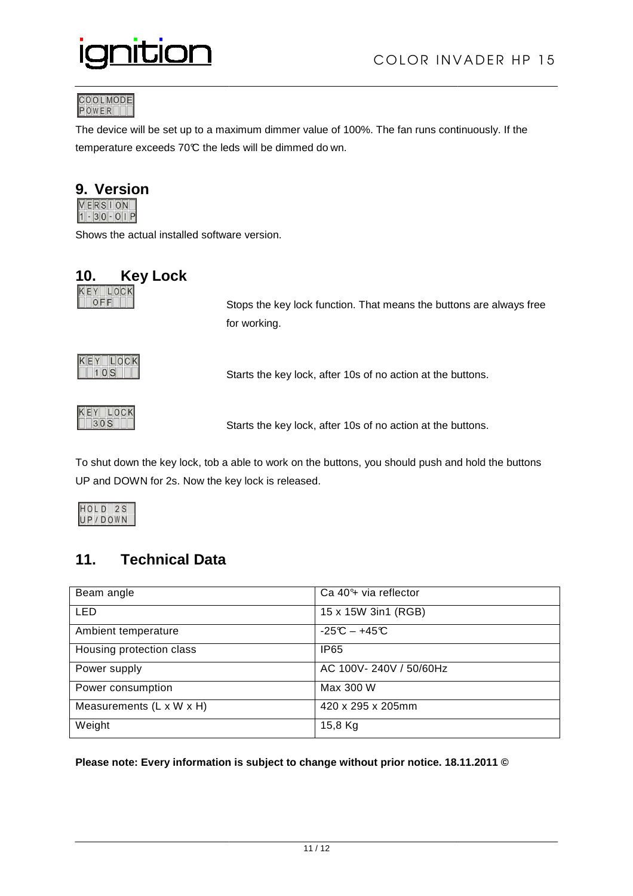COOLMODE
POWER

The device will be set up to a maximum dimmer value of 100%. The fan runs continuously. If the temperature exceeds 70℃ the leds will be dimmed do wn.

## 9. Version

VERSION
1-30-01P

Shows the actual installed software version.

## 10. Key Lock

KEY LOCK
OFF

Stops the key lock function. That means the buttons are always free for working.

KEY LOCK
10S

Starts the key lock, after 10s of no action at the buttons.

KEY LOCK
30S

Starts the key lock, after 10s of no action at the buttons.

To shut down the key lock, tob a able to work on the buttons, you should push and hold the buttons UP and DOWN for 2s. Now the key lock is released.

HOLD 2S
UP/DOWN

## 11. Technical Data

| | |
|---|---|
| Beam angle | Ca 40°+ via reflector |
| LED | 15 x 15W 3in1 (RGB) |
| Ambient temperature | -25℃ – +45℃ |
| Housing protection class | IP65 |
| Power supply | AC 100V- 240V / 50/60Hz |
| Power consumption | Max 300 W |
| Measurements (L x W x H) | 420 x 295 x 205mm |
| Weight | 15,8 Kg |

**Please note: Every information is subject to change without prior notice. 18.11.2011 ©**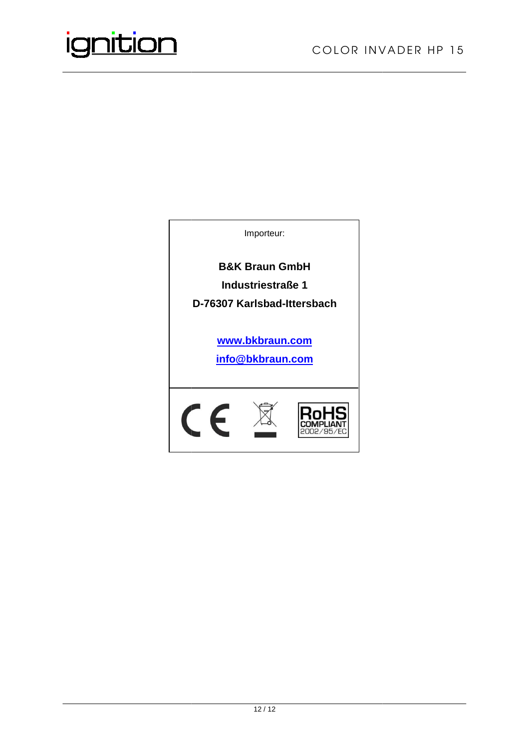Importeur:

**B&K Braun GmbH**

**Industriestraße 1**

**D-76307 Karlsbad-Ittersbach**

**www.bkbraun.com**

**info@bkbraun.com**

RoHS
COMPLIANT
2002/95/EC